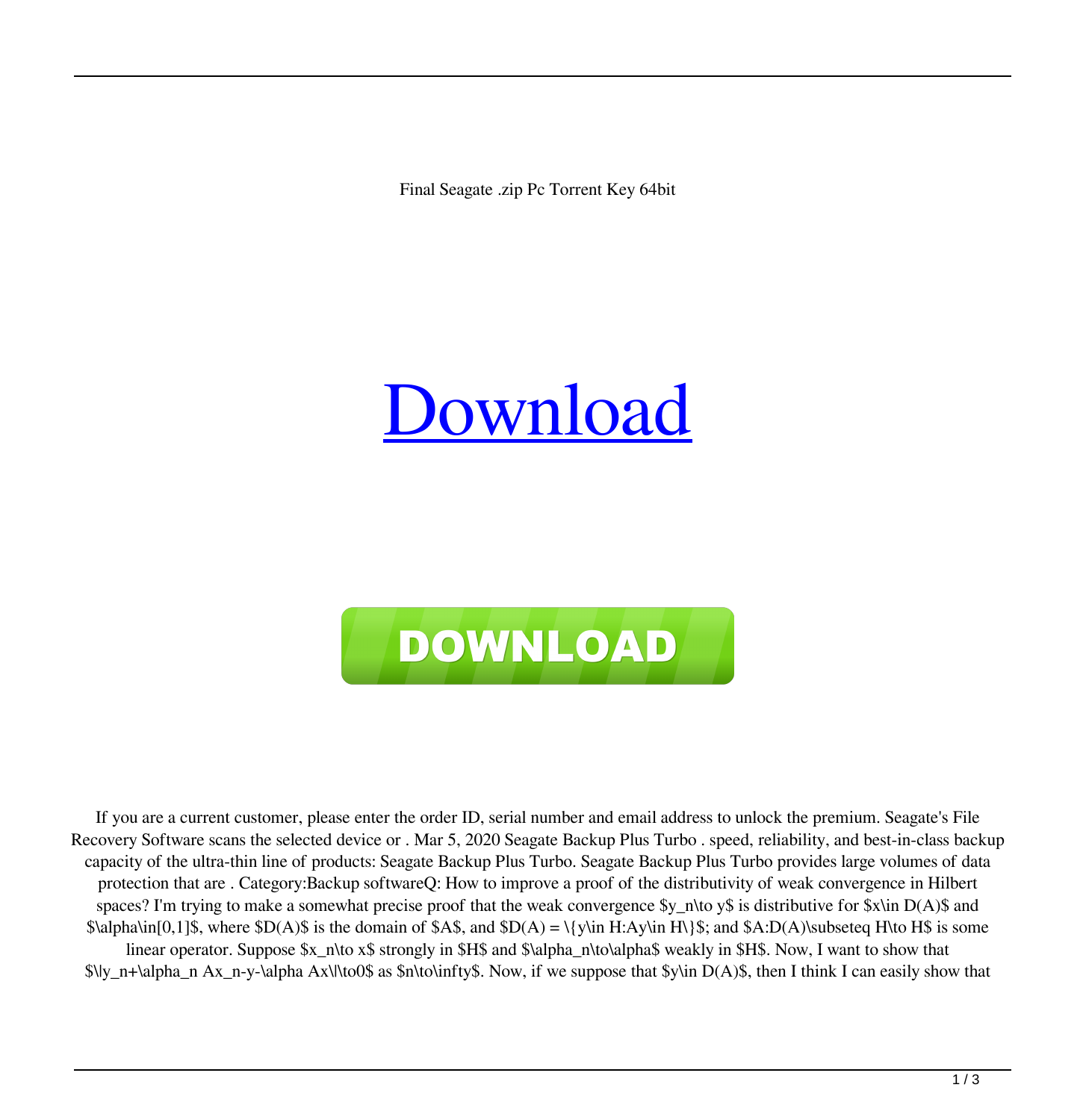Final Seagate .zip Pc Torrent Key 64bit

# [Download](#)

**DOWNLOAD**

If you are a current customer, please enter the order ID, serial number and email address to unlock the premium. Seagate's File Recovery Software scans the selected device or . Mar 5, 2020 Seagate Backup Plus Turbo . speed, reliability, and best-in-class backup capacity of the ultra-thin line of products: Seagate Backup Plus Turbo. Seagate Backup Plus Turbo provides large volumes of data protection that are . Category:Backup softwareQ: How to improve a proof of the distributivity of weak convergence in Hilbert spaces? I'm trying to make a somewhat precise proof that the weak convergence $y_n\to y$ is distributive for $x\in D(A)$ and $\alpha\in[0,1]$, where $D(A)$ is the domain of $A$, and $D(A) = \{y\in H:Ay\in H\}$; and $A:D(A)\subseteq H\to H$ is some linear operator. Suppose $x_n\to x$ strongly in $H$ and $\alpha_n\to\alpha$ weakly in $H$. Now, I want to show that $\|y_n+\alpha_n Ax_n-y-\alpha Ax\|\to0$ as $n\to\infty$. Now, if we suppose that $y\in D(A)$, then I think I can easily show that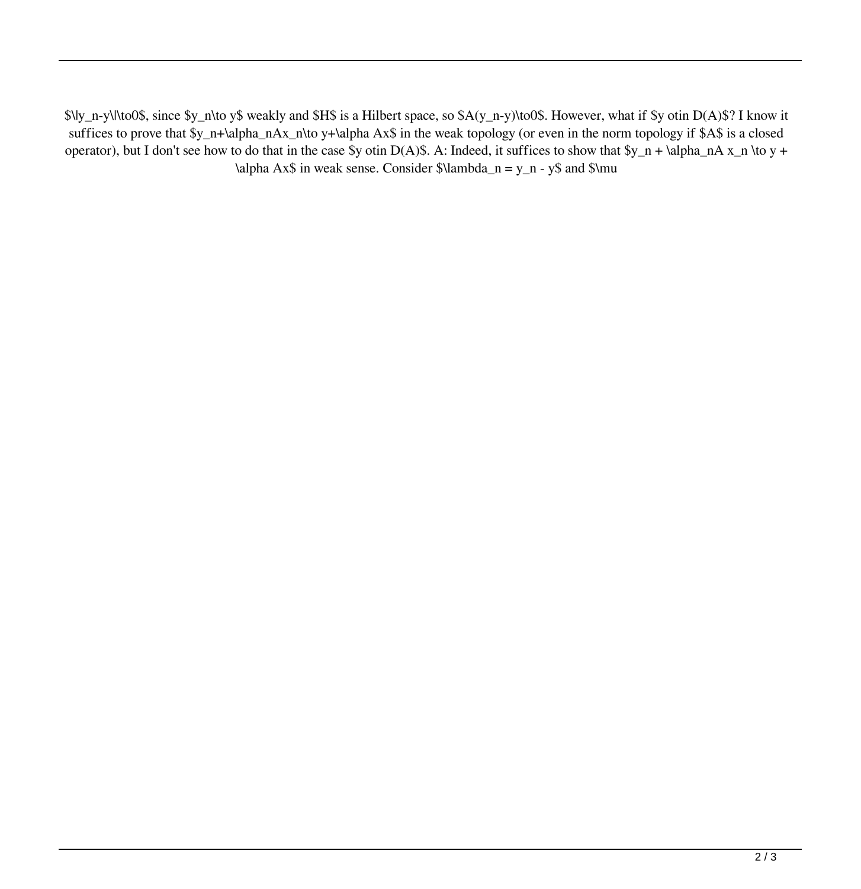$\|y_n-y\|\to0$, since $y_n\to y$ weakly and $H$ is a Hilbert space, so $A(y_n-y)\to0$. However, what if $y otin D(A)$? I know it suffices to prove that $y_n+\alpha_nAx_n\to y+\alpha Ax$ in the weak topology (or even in the norm topology if $A$ is a closed operator), but I don't see how to do that in the case $y otin D(A)$. A: Indeed, it suffices to show that $y_n + \alpha_nA x_n \to y + \alpha Ax$ in weak sense. Consider $\lambda_n = y_n - y$ and $\mu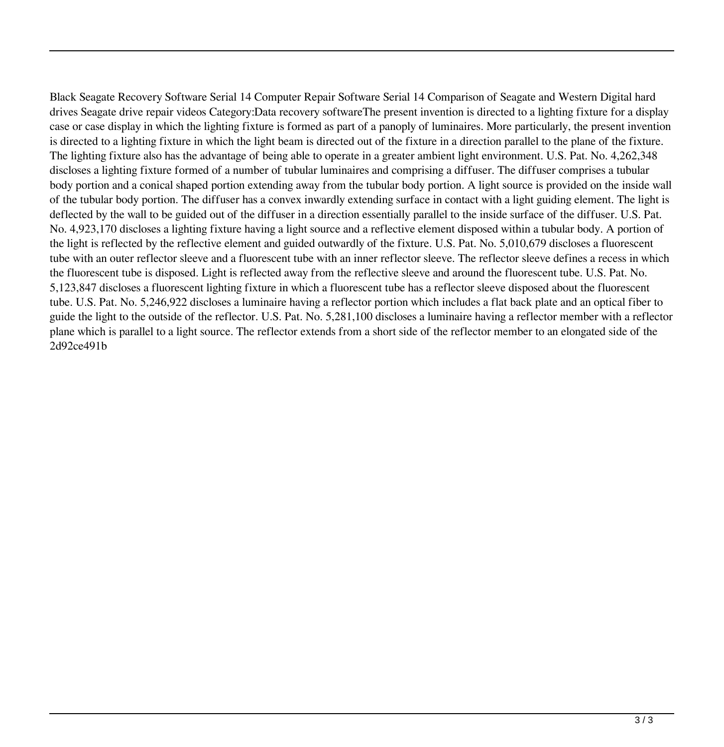Black Seagate Recovery Software Serial 14 Computer Repair Software Serial 14 Comparison of Seagate and Western Digital hard drives Seagate drive repair videos Category:Data recovery softwareThe present invention is directed to a lighting fixture for a display case or case display in which the lighting fixture is formed as part of a panoply of luminaires. More particularly, the present invention is directed to a lighting fixture in which the light beam is directed out of the fixture in a direction parallel to the plane of the fixture. The lighting fixture also has the advantage of being able to operate in a greater ambient light environment. U.S. Pat. No. 4,262,348 discloses a lighting fixture formed of a number of tubular luminaires and comprising a diffuser. The diffuser comprises a tubular body portion and a conical shaped portion extending away from the tubular body portion. A light source is provided on the inside wall of the tubular body portion. The diffuser has a convex inwardly extending surface in contact with a light guiding element. The light is deflected by the wall to be guided out of the diffuser in a direction essentially parallel to the inside surface of the diffuser. U.S. Pat. No. 4,923,170 discloses a lighting fixture having a light source and a reflective element disposed within a tubular body. A portion of the light is reflected by the reflective element and guided outwardly of the fixture. U.S. Pat. No. 5,010,679 discloses a fluorescent tube with an outer reflector sleeve and a fluorescent tube with an inner reflector sleeve. The reflector sleeve defines a recess in which the fluorescent tube is disposed. Light is reflected away from the reflective sleeve and around the fluorescent tube. U.S. Pat. No. 5,123,847 discloses a fluorescent lighting fixture in which a fluorescent tube has a reflector sleeve disposed about the fluorescent tube. U.S. Pat. No. 5,246,922 discloses a luminaire having a reflector portion which includes a flat back plate and an optical fiber to guide the light to the outside of the reflector. U.S. Pat. No. 5,281,100 discloses a luminaire having a reflector member with a reflector plane which is parallel to a light source. The reflector extends from a short side of the reflector member to an elongated side of the 2d92ce491b